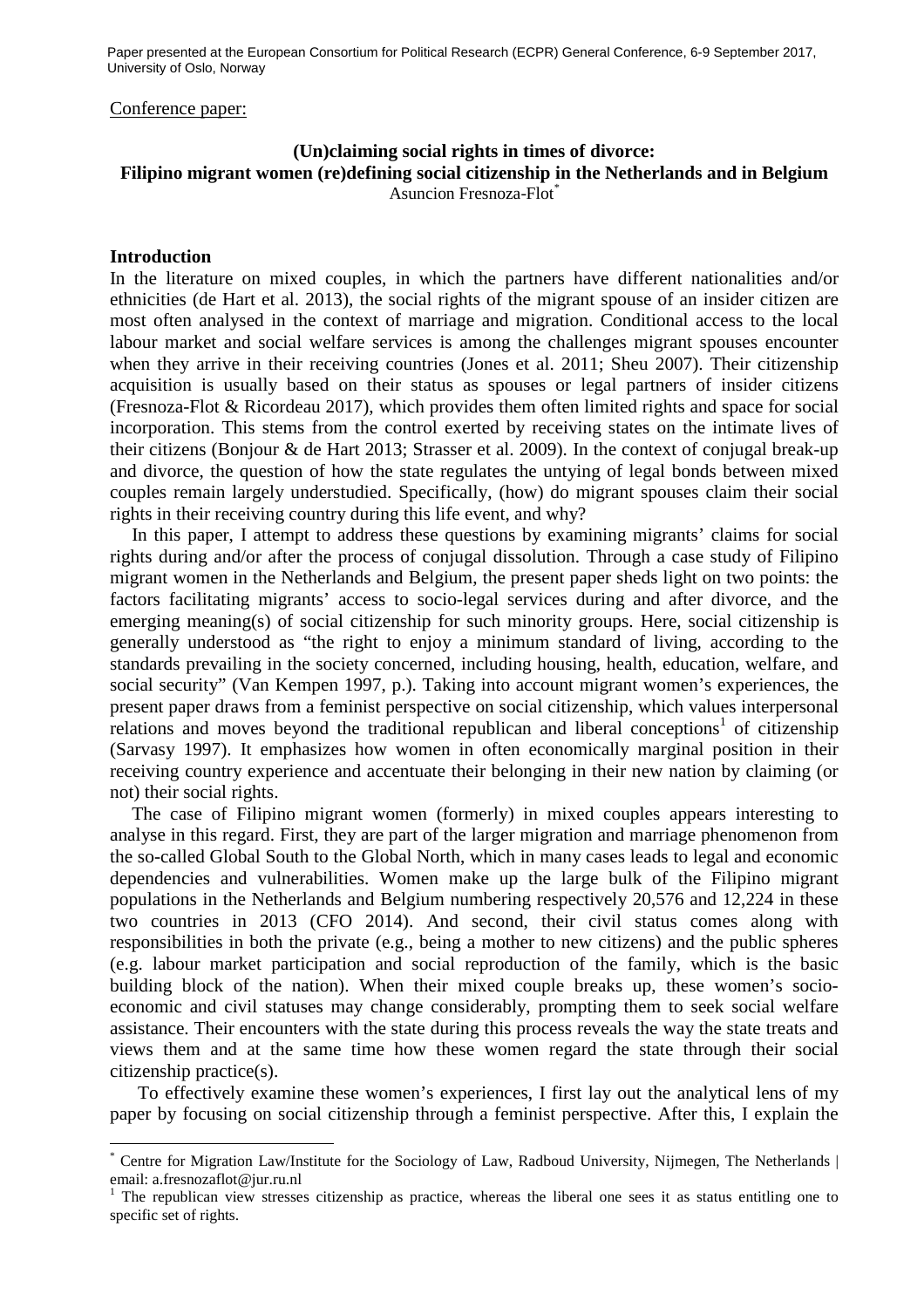Paper presented at the European Consortium for Political Research (ECPR) General Conference, 6-9 September 2017, University of Oslo, Norway

Conference paper:

**(Un)claiming social rights in times of divorce:**
**Filipino migrant women (re)defining social citizenship in the Netherlands and in Belgium**

Asuncion Fresnoza-Flot[*]

## Introduction

In the literature on mixed couples, in which the partners have different nationalities and/or ethnicities (de Hart et al. 2013), the social rights of the migrant spouse of an insider citizen are most often analysed in the context of marriage and migration. Conditional access to the local labour market and social welfare services is among the challenges migrant spouses encounter when they arrive in their receiving countries (Jones et al. 2011; Sheu 2007). Their citizenship acquisition is usually based on their status as spouses or legal partners of insider citizens (Fresnoza-Flot & Ricordeau 2017), which provides them often limited rights and space for social incorporation. This stems from the control exerted by receiving states on the intimate lives of their citizens (Bonjour & de Hart 2013; Strasser et al. 2009). In the context of conjugal break-up and divorce, the question of how the state regulates the untying of legal bonds between mixed couples remain largely understudied. Specifically, (how) do migrant spouses claim their social rights in their receiving country during this life event, and why?

In this paper, I attempt to address these questions by examining migrants' claims for social rights during and/or after the process of conjugal dissolution. Through a case study of Filipino migrant women in the Netherlands and Belgium, the present paper sheds light on two points: the factors facilitating migrants' access to socio-legal services during and after divorce, and the emerging meaning(s) of social citizenship for such minority groups. Here, social citizenship is generally understood as "the right to enjoy a minimum standard of living, according to the standards prevailing in the society concerned, including housing, health, education, welfare, and social security" (Van Kempen 1997, p.). Taking into account migrant women's experiences, the present paper draws from a feminist perspective on social citizenship, which values interpersonal relations and moves beyond the traditional republican and liberal conceptions[1] of citizenship (Sarvasy 1997). It emphasizes how women in often economically marginal position in their receiving country experience and accentuate their belonging in their new nation by claiming (or not) their social rights.

The case of Filipino migrant women (formerly) in mixed couples appears interesting to analyse in this regard. First, they are part of the larger migration and marriage phenomenon from the so-called Global South to the Global North, which in many cases leads to legal and economic dependencies and vulnerabilities. Women make up the large bulk of the Filipino migrant populations in the Netherlands and Belgium numbering respectively 20,576 and 12,224 in these two countries in 2013 (CFO 2014). And second, their civil status comes along with responsibilities in both the private (e.g., being a mother to new citizens) and the public spheres (e.g. labour market participation and social reproduction of the family, which is the basic building block of the nation). When their mixed couple breaks up, these women's socio-economic and civil statuses may change considerably, prompting them to seek social welfare assistance. Their encounters with the state during this process reveals the way the state treats and views them and at the same time how these women regard the state through their social citizenship practice(s).

To effectively examine these women's experiences, I first lay out the analytical lens of my paper by focusing on social citizenship through a feminist perspective. After this, I explain the

---

[*] Centre for Migration Law/Institute for the Sociology of Law, Radboud University, Nijmegen, The Netherlands | email: a.fresnozaflot@jur.ru.nl

[1] The republican view stresses citizenship as practice, whereas the liberal one sees it as status entitling one to specific set of rights.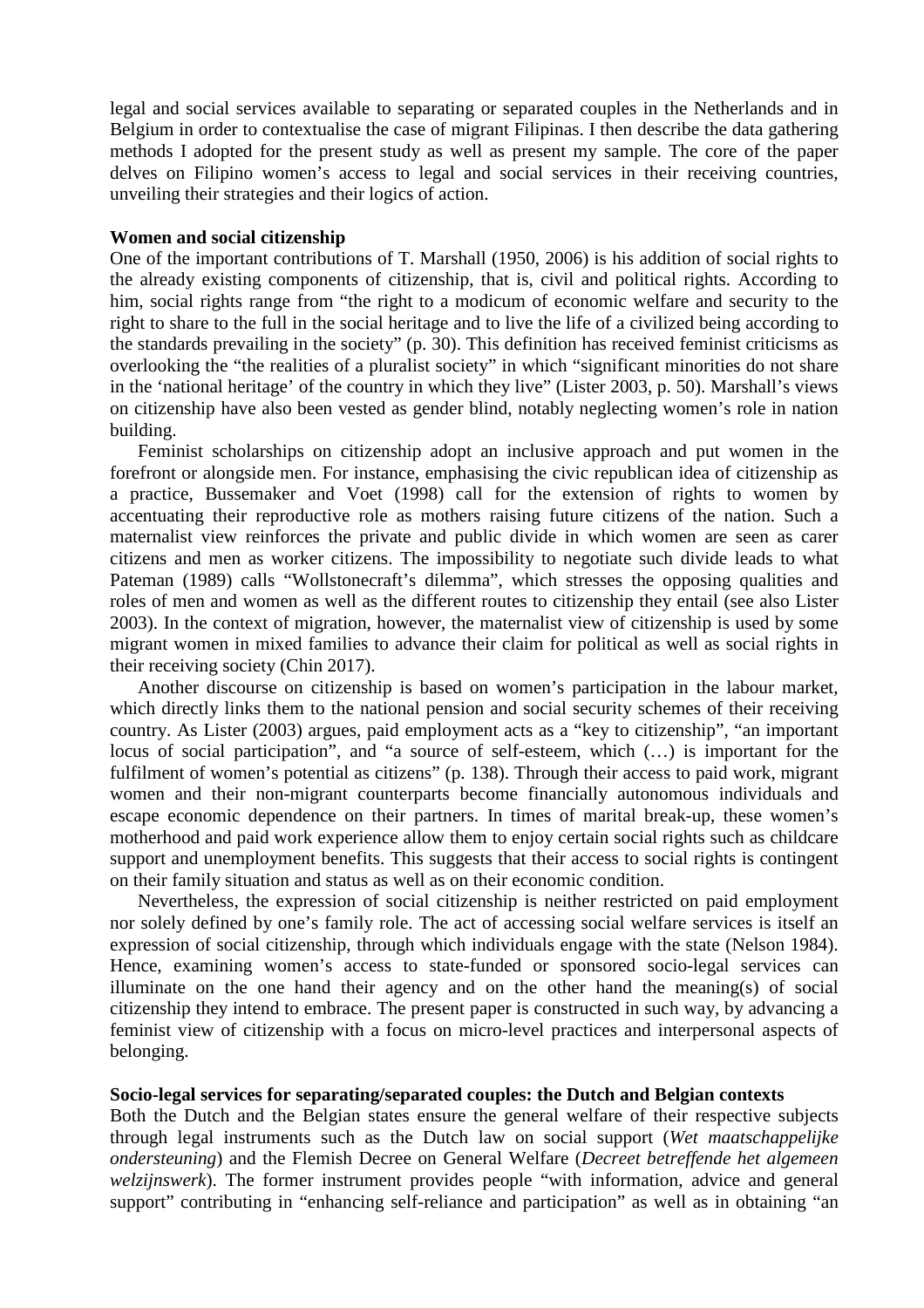legal and social services available to separating or separated couples in the Netherlands and in Belgium in order to contextualise the case of migrant Filipinas. I then describe the data gathering methods I adopted for the present study as well as present my sample. The core of the paper delves on Filipino women's access to legal and social services in their receiving countries, unveiling their strategies and their logics of action.

**Women and social citizenship**

One of the important contributions of T. Marshall (1950, 2006) is his addition of social rights to the already existing components of citizenship, that is, civil and political rights. According to him, social rights range from "the right to a modicum of economic welfare and security to the right to share to the full in the social heritage and to live the life of a civilized being according to the standards prevailing in the society" (p. 30). This definition has received feminist criticisms as overlooking the "the realities of a pluralist society" in which "significant minorities do not share in the 'national heritage' of the country in which they live" (Lister 2003, p. 50). Marshall's views on citizenship have also been vested as gender blind, notably neglecting women's role in nation building.

Feminist scholarships on citizenship adopt an inclusive approach and put women in the forefront or alongside men. For instance, emphasising the civic republican idea of citizenship as a practice, Bussemaker and Voet (1998) call for the extension of rights to women by accentuating their reproductive role as mothers raising future citizens of the nation. Such a maternalist view reinforces the private and public divide in which women are seen as carer citizens and men as worker citizens. The impossibility to negotiate such divide leads to what Pateman (1989) calls "Wollstonecraft's dilemma", which stresses the opposing qualities and roles of men and women as well as the different routes to citizenship they entail (see also Lister 2003). In the context of migration, however, the maternalist view of citizenship is used by some migrant women in mixed families to advance their claim for political as well as social rights in their receiving society (Chin 2017).

Another discourse on citizenship is based on women's participation in the labour market, which directly links them to the national pension and social security schemes of their receiving country. As Lister (2003) argues, paid employment acts as a "key to citizenship", "an important locus of social participation", and "a source of self-esteem, which (…) is important for the fulfilment of women's potential as citizens" (p. 138). Through their access to paid work, migrant women and their non-migrant counterparts become financially autonomous individuals and escape economic dependence on their partners. In times of marital break-up, these women's motherhood and paid work experience allow them to enjoy certain social rights such as childcare support and unemployment benefits. This suggests that their access to social rights is contingent on their family situation and status as well as on their economic condition.

Nevertheless, the expression of social citizenship is neither restricted on paid employment nor solely defined by one's family role. The act of accessing social welfare services is itself an expression of social citizenship, through which individuals engage with the state (Nelson 1984). Hence, examining women's access to state-funded or sponsored socio-legal services can illuminate on the one hand their agency and on the other hand the meaning(s) of social citizenship they intend to embrace. The present paper is constructed in such way, by advancing a feminist view of citizenship with a focus on micro-level practices and interpersonal aspects of belonging.

**Socio-legal services for separating/separated couples: the Dutch and Belgian contexts**

Both the Dutch and the Belgian states ensure the general welfare of their respective subjects through legal instruments such as the Dutch law on social support (*Wet maatschappelijke ondersteuning*) and the Flemish Decree on General Welfare (*Decreet betreffende het algemeen welzijnswerk*). The former instrument provides people "with information, advice and general support" contributing in "enhancing self-reliance and participation" as well as in obtaining "an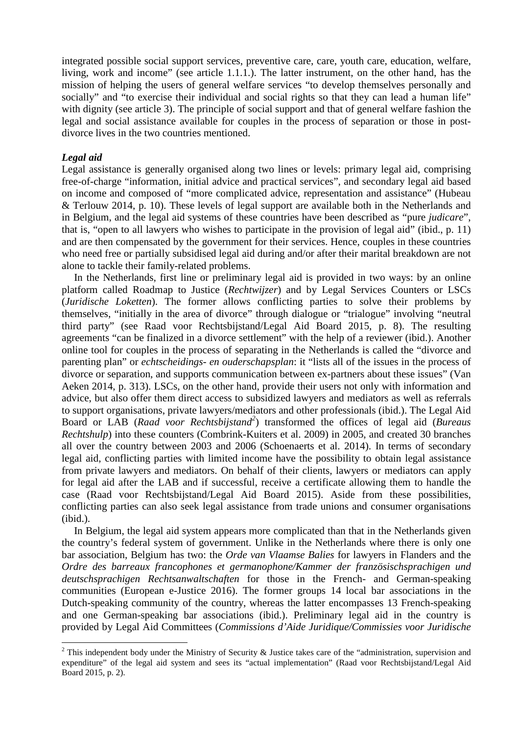integrated possible social support services, preventive care, care, youth care, education, welfare, living, work and income" (see article 1.1.1.). The latter instrument, on the other hand, has the mission of helping the users of general welfare services "to develop themselves personally and socially" and "to exercise their individual and social rights so that they can lead a human life" with dignity (see article 3). The principle of social support and that of general welfare fashion the legal and social assistance available for couples in the process of separation or those in post-divorce lives in the two countries mentioned.

### *Legal aid*

Legal assistance is generally organised along two lines or levels: primary legal aid, comprising free-of-charge "information, initial advice and practical services", and secondary legal aid based on income and composed of "more complicated advice, representation and assistance" (Hubeau & Terlouw 2014, p. 10). These levels of legal support are available both in the Netherlands and in Belgium, and the legal aid systems of these countries have been described as "pure *judicare*", that is, "open to all lawyers who wishes to participate in the provision of legal aid" (ibid., p. 11) and are then compensated by the government for their services. Hence, couples in these countries who need free or partially subsidised legal aid during and/or after their marital breakdown are not alone to tackle their family-related problems.

In the Netherlands, first line or preliminary legal aid is provided in two ways: by an online platform called Roadmap to Justice (*Rechtwijzer*) and by Legal Services Counters or LSCs (*Juridische Loketten*). The former allows conflicting parties to solve their problems by themselves, "initially in the area of divorce" through dialogue or "trialogue" involving "neutral third party" (see Raad voor Rechtsbijstand/Legal Aid Board 2015, p. 8). The resulting agreements "can be finalized in a divorce settlement" with the help of a reviewer (ibid.). Another online tool for couples in the process of separating in the Netherlands is called the "divorce and parenting plan" or *echtscheidings- en ouderschapsplan*: it "lists all of the issues in the process of divorce or separation, and supports communication between ex-partners about these issues" (Van Aeken 2014, p. 313). LSCs, on the other hand, provide their users not only with information and advice, but also offer them direct access to subsidized lawyers and mediators as well as referrals to support organisations, private lawyers/mediators and other professionals (ibid.). The Legal Aid Board or LAB (*Raad voor Rechtsbijstand*[2]) transformed the offices of legal aid (*Bureaus Rechtshulp*) into these counters (Combrink-Kuiters et al. 2009) in 2005, and created 30 branches all over the country between 2003 and 2006 (Schoenaerts et al. 2014). In terms of secondary legal aid, conflicting parties with limited income have the possibility to obtain legal assistance from private lawyers and mediators. On behalf of their clients, lawyers or mediators can apply for legal aid after the LAB and if successful, receive a certificate allowing them to handle the case (Raad voor Rechtsbijstand/Legal Aid Board 2015). Aside from these possibilities, conflicting parties can also seek legal assistance from trade unions and consumer organisations (ibid.).

In Belgium, the legal aid system appears more complicated than that in the Netherlands given the country's federal system of government. Unlike in the Netherlands where there is only one bar association, Belgium has two: the *Orde van Vlaamse Balies* for lawyers in Flanders and the *Ordre des barreaux francophones et germanophone/Kammer der französischsprachigen und deutschsprachigen Rechtsanwaltschaften* for those in the French- and German-speaking communities (European e-Justice 2016). The former groups 14 local bar associations in the Dutch-speaking community of the country, whereas the latter encompasses 13 French-speaking and one German-speaking bar associations (ibid.). Preliminary legal aid in the country is provided by Legal Aid Committees (*Commissions d'Aide Juridique/Commissies voor Juridische*

---

[2] This independent body under the Ministry of Security & Justice takes care of the "administration, supervision and expenditure" of the legal aid system and sees its "actual implementation" (Raad voor Rechtsbijstand/Legal Aid Board 2015, p. 2).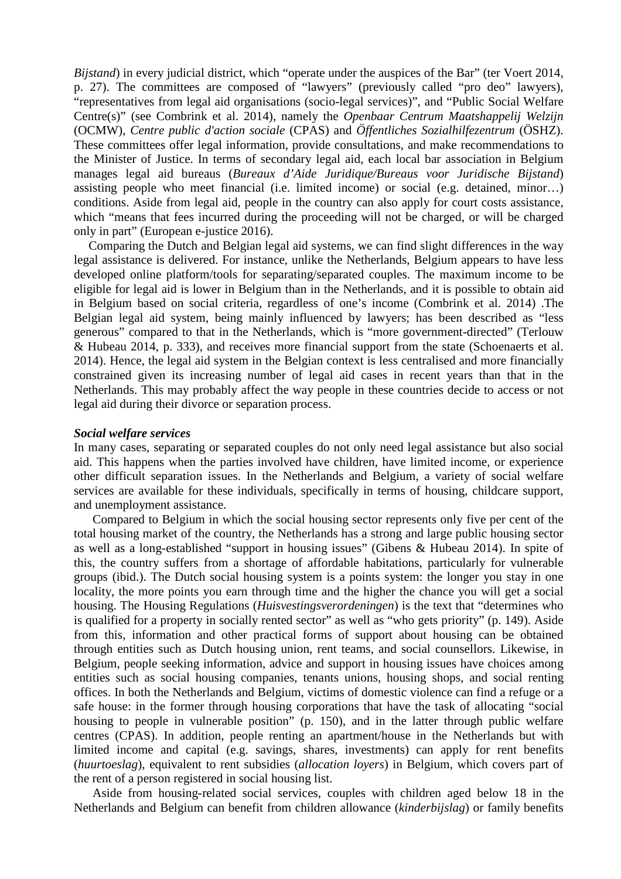*Bijstand*) in every judicial district, which "operate under the auspices of the Bar" (ter Voert 2014, p. 27). The committees are composed of "lawyers" (previously called "pro deo" lawyers), "representatives from legal aid organisations (socio-legal services)", and "Public Social Welfare Centre(s)" (see Combrink et al. 2014), namely the *Openbaar Centrum Maatshappelij Welzijn* (OCMW), *Centre public d'action sociale* (CPAS) and *Öffentliches Sozialhilfezentrum* (ÖSHZ). These committees offer legal information, provide consultations, and make recommendations to the Minister of Justice. In terms of secondary legal aid, each local bar association in Belgium manages legal aid bureaus (*Bureaux d'Aide Juridique/Bureaus voor Juridische Bijstand*) assisting people who meet financial (i.e. limited income) or social (e.g. detained, minor…) conditions. Aside from legal aid, people in the country can also apply for court costs assistance, which "means that fees incurred during the proceeding will not be charged, or will be charged only in part" (European e-justice 2016).

Comparing the Dutch and Belgian legal aid systems, we can find slight differences in the way legal assistance is delivered. For instance, unlike the Netherlands, Belgium appears to have less developed online platform/tools for separating/separated couples. The maximum income to be eligible for legal aid is lower in Belgium than in the Netherlands, and it is possible to obtain aid in Belgium based on social criteria, regardless of one's income (Combrink et al. 2014) .The Belgian legal aid system, being mainly influenced by lawyers; has been described as "less generous" compared to that in the Netherlands, which is "more government-directed" (Terlouw & Hubeau 2014, p. 333), and receives more financial support from the state (Schoenaerts et al. 2014). Hence, the legal aid system in the Belgian context is less centralised and more financially constrained given its increasing number of legal aid cases in recent years than that in the Netherlands. This may probably affect the way people in these countries decide to access or not legal aid during their divorce or separation process.

***Social welfare services***

In many cases, separating or separated couples do not only need legal assistance but also social aid. This happens when the parties involved have children, have limited income, or experience other difficult separation issues. In the Netherlands and Belgium, a variety of social welfare services are available for these individuals, specifically in terms of housing, childcare support, and unemployment assistance.

Compared to Belgium in which the social housing sector represents only five per cent of the total housing market of the country, the Netherlands has a strong and large public housing sector as well as a long-established "support in housing issues" (Gibens & Hubeau 2014). In spite of this, the country suffers from a shortage of affordable habitations, particularly for vulnerable groups (ibid.). The Dutch social housing system is a points system: the longer you stay in one locality, the more points you earn through time and the higher the chance you will get a social housing. The Housing Regulations (*Huisvestingsverordeningen*) is the text that "determines who is qualified for a property in socially rented sector" as well as "who gets priority" (p. 149). Aside from this, information and other practical forms of support about housing can be obtained through entities such as Dutch housing union, rent teams, and social counsellors. Likewise, in Belgium, people seeking information, advice and support in housing issues have choices among entities such as social housing companies, tenants unions, housing shops, and social renting offices. In both the Netherlands and Belgium, victims of domestic violence can find a refuge or a safe house: in the former through housing corporations that have the task of allocating "social housing to people in vulnerable position" (p. 150), and in the latter through public welfare centres (CPAS). In addition, people renting an apartment/house in the Netherlands but with limited income and capital (e.g. savings, shares, investments) can apply for rent benefits (*huurtoeslag*), equivalent to rent subsidies (*allocation loyers*) in Belgium, which covers part of the rent of a person registered in social housing list.

Aside from housing-related social services, couples with children aged below 18 in the Netherlands and Belgium can benefit from children allowance (*kinderbijslag*) or family benefits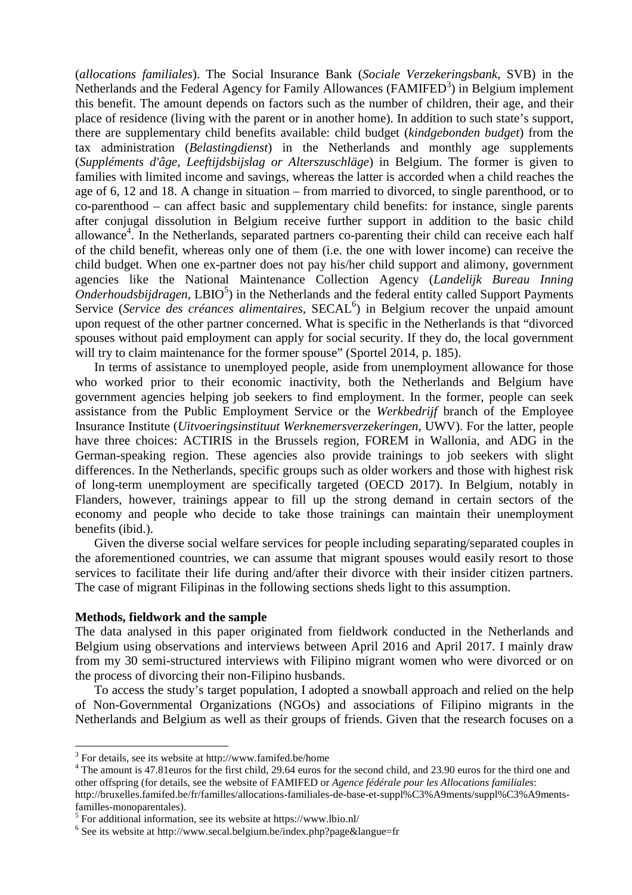(*allocations familiales*). The Social Insurance Bank (*Sociale Verzekeringsbank*, SVB) in the Netherlands and the Federal Agency for Family Allowances (FAMIFED[3]) in Belgium implement this benefit. The amount depends on factors such as the number of children, their age, and their place of residence (living with the parent or in another home). In addition to such state's support, there are supplementary child benefits available: child budget (*kindgebonden budget*) from the tax administration (*Belastingdienst*) in the Netherlands and monthly age supplements (*Suppléments d'âge*, *Leeftijdsbijslag or Alterszuschläge*) in Belgium. The former is given to families with limited income and savings, whereas the latter is accorded when a child reaches the age of 6, 12 and 18. A change in situation – from married to divorced, to single parenthood, or to co-parenthood – can affect basic and supplementary child benefits: for instance, single parents after conjugal dissolution in Belgium receive further support in addition to the basic child allowance[4]. In the Netherlands, separated partners co-parenting their child can receive each half of the child benefit, whereas only one of them (i.e. the one with lower income) can receive the child budget. When one ex-partner does not pay his/her child support and alimony, government agencies like the National Maintenance Collection Agency (*Landelijk Bureau Inning Onderhoudsbijdragen*, LBIO[5]) in the Netherlands and the federal entity called Support Payments Service (*Service des créances alimentaires*, SECAL[6]) in Belgium recover the unpaid amount upon request of the other partner concerned. What is specific in the Netherlands is that "divorced spouses without paid employment can apply for social security. If they do, the local government will try to claim maintenance for the former spouse" (Sportel 2014, p. 185).

In terms of assistance to unemployed people, aside from unemployment allowance for those who worked prior to their economic inactivity, both the Netherlands and Belgium have government agencies helping job seekers to find employment. In the former, people can seek assistance from the Public Employment Service or the *Werkbedrijf* branch of the Employee Insurance Institute (*Uitvoeringsinstituut Werknemersverzekeringen*, UWV). For the latter, people have three choices: ACTIRIS in the Brussels region, FOREM in Wallonia, and ADG in the German-speaking region. These agencies also provide trainings to job seekers with slight differences. In the Netherlands, specific groups such as older workers and those with highest risk of long-term unemployment are specifically targeted (OECD 2017). In Belgium, notably in Flanders, however, trainings appear to fill up the strong demand in certain sectors of the economy and people who decide to take those trainings can maintain their unemployment benefits (ibid.).

Given the diverse social welfare services for people including separating/separated couples in the aforementioned countries, we can assume that migrant spouses would easily resort to those services to facilitate their life during and/after their divorce with their insider citizen partners. The case of migrant Filipinas in the following sections sheds light to this assumption.

**Methods, fieldwork and the sample**

The data analysed in this paper originated from fieldwork conducted in the Netherlands and Belgium using observations and interviews between April 2016 and April 2017. I mainly draw from my 30 semi-structured interviews with Filipino migrant women who were divorced or on the process of divorcing their non-Filipino husbands.

To access the study's target population, I adopted a snowball approach and relied on the help of Non-Governmental Organizations (NGOs) and associations of Filipino migrants in the Netherlands and Belgium as well as their groups of friends. Given that the research focuses on a

---

[3] For details, see its website at http://www.famifed.be/home

[4] The amount is 47.81euros for the first child, 29.64 euros for the second child, and 23.90 euros for the third one and other offspring (for details, see the website of FAMIFED or *Agence fédérale pour les Allocations familiales*: http://bruxelles.famifed.be/fr/familles/allocations-familiales-de-base-et-suppl%C3%A9ments/suppl%C3%A9ments-familles-monoparentales).

[5] For additional information, see its website at https://www.lbio.nl/

[6] See its website at http://www.secal.belgium.be/index.php?page&langue=fr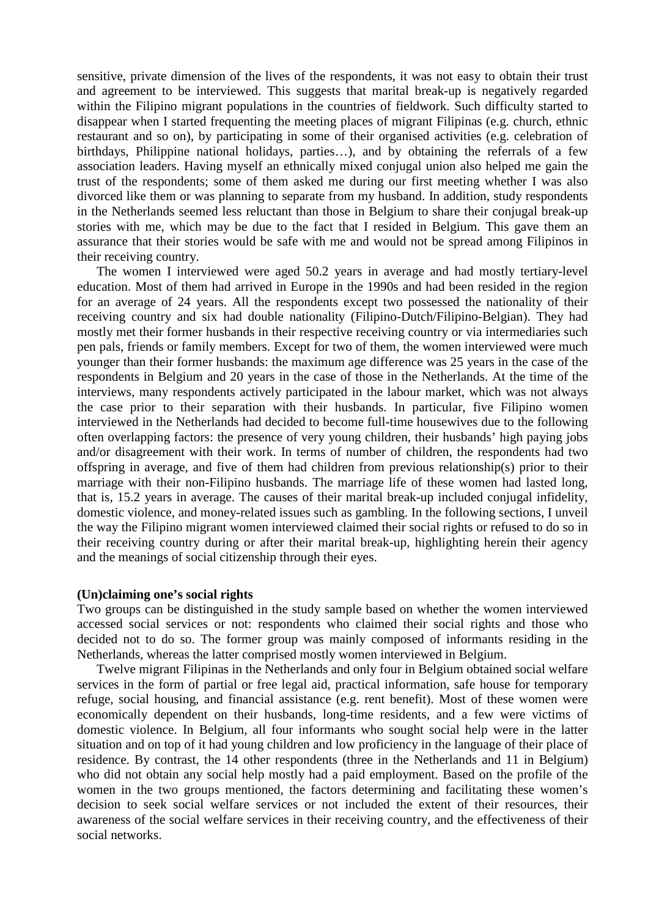sensitive, private dimension of the lives of the respondents, it was not easy to obtain their trust and agreement to be interviewed. This suggests that marital break-up is negatively regarded within the Filipino migrant populations in the countries of fieldwork. Such difficulty started to disappear when I started frequenting the meeting places of migrant Filipinas (e.g. church, ethnic restaurant and so on), by participating in some of their organised activities (e.g. celebration of birthdays, Philippine national holidays, parties…), and by obtaining the referrals of a few association leaders. Having myself an ethnically mixed conjugal union also helped me gain the trust of the respondents; some of them asked me during our first meeting whether I was also divorced like them or was planning to separate from my husband. In addition, study respondents in the Netherlands seemed less reluctant than those in Belgium to share their conjugal break-up stories with me, which may be due to the fact that I resided in Belgium. This gave them an assurance that their stories would be safe with me and would not be spread among Filipinos in their receiving country.

The women I interviewed were aged 50.2 years in average and had mostly tertiary-level education. Most of them had arrived in Europe in the 1990s and had been resided in the region for an average of 24 years. All the respondents except two possessed the nationality of their receiving country and six had double nationality (Filipino-Dutch/Filipino-Belgian). They had mostly met their former husbands in their respective receiving country or via intermediaries such pen pals, friends or family members. Except for two of them, the women interviewed were much younger than their former husbands: the maximum age difference was 25 years in the case of the respondents in Belgium and 20 years in the case of those in the Netherlands. At the time of the interviews, many respondents actively participated in the labour market, which was not always the case prior to their separation with their husbands. In particular, five Filipino women interviewed in the Netherlands had decided to become full-time housewives due to the following often overlapping factors: the presence of very young children, their husbands' high paying jobs and/or disagreement with their work. In terms of number of children, the respondents had two offspring in average, and five of them had children from previous relationship(s) prior to their marriage with their non-Filipino husbands. The marriage life of these women had lasted long, that is, 15.2 years in average. The causes of their marital break-up included conjugal infidelity, domestic violence, and money-related issues such as gambling. In the following sections, I unveil the way the Filipino migrant women interviewed claimed their social rights or refused to do so in their receiving country during or after their marital break-up, highlighting herein their agency and the meanings of social citizenship through their eyes.

**(Un)claiming one's social rights**

Two groups can be distinguished in the study sample based on whether the women interviewed accessed social services or not: respondents who claimed their social rights and those who decided not to do so. The former group was mainly composed of informants residing in the Netherlands, whereas the latter comprised mostly women interviewed in Belgium.

Twelve migrant Filipinas in the Netherlands and only four in Belgium obtained social welfare services in the form of partial or free legal aid, practical information, safe house for temporary refuge, social housing, and financial assistance (e.g. rent benefit). Most of these women were economically dependent on their husbands, long-time residents, and a few were victims of domestic violence. In Belgium, all four informants who sought social help were in the latter situation and on top of it had young children and low proficiency in the language of their place of residence. By contrast, the 14 other respondents (three in the Netherlands and 11 in Belgium) who did not obtain any social help mostly had a paid employment. Based on the profile of the women in the two groups mentioned, the factors determining and facilitating these women's decision to seek social welfare services or not included the extent of their resources, their awareness of the social welfare services in their receiving country, and the effectiveness of their social networks.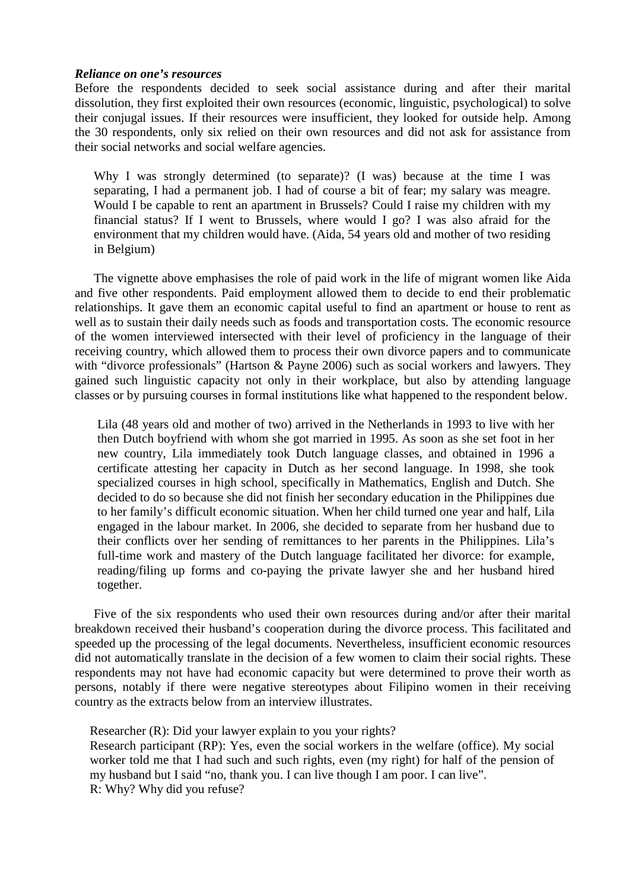***Reliance on one's resources***

Before the respondents decided to seek social assistance during and after their marital dissolution, they first exploited their own resources (economic, linguistic, psychological) to solve their conjugal issues. If their resources were insufficient, they looked for outside help. Among the 30 respondents, only six relied on their own resources and did not ask for assistance from their social networks and social welfare agencies.

> Why I was strongly determined (to separate)? (I was) because at the time I was separating, I had a permanent job. I had of course a bit of fear; my salary was meagre. Would I be capable to rent an apartment in Brussels? Could I raise my children with my financial status? If I went to Brussels, where would I go? I was also afraid for the environment that my children would have. (Aida, 54 years old and mother of two residing in Belgium)

The vignette above emphasises the role of paid work in the life of migrant women like Aida and five other respondents. Paid employment allowed them to decide to end their problematic relationships. It gave them an economic capital useful to find an apartment or house to rent as well as to sustain their daily needs such as foods and transportation costs. The economic resource of the women interviewed intersected with their level of proficiency in the language of their receiving country, which allowed them to process their own divorce papers and to communicate with "divorce professionals" (Hartson & Payne 2006) such as social workers and lawyers. They gained such linguistic capacity not only in their workplace, but also by attending language classes or by pursuing courses in formal institutions like what happened to the respondent below.

> Lila (48 years old and mother of two) arrived in the Netherlands in 1993 to live with her then Dutch boyfriend with whom she got married in 1995. As soon as she set foot in her new country, Lila immediately took Dutch language classes, and obtained in 1996 a certificate attesting her capacity in Dutch as her second language. In 1998, she took specialized courses in high school, specifically in Mathematics, English and Dutch. She decided to do so because she did not finish her secondary education in the Philippines due to her family's difficult economic situation. When her child turned one year and half, Lila engaged in the labour market. In 2006, she decided to separate from her husband due to their conflicts over her sending of remittances to her parents in the Philippines. Lila's full-time work and mastery of the Dutch language facilitated her divorce: for example, reading/filing up forms and co-paying the private lawyer she and her husband hired together.

Five of the six respondents who used their own resources during and/or after their marital breakdown received their husband's cooperation during the divorce process. This facilitated and speeded up the processing of the legal documents. Nevertheless, insufficient economic resources did not automatically translate in the decision of a few women to claim their social rights. These respondents may not have had economic capacity but were determined to prove their worth as persons, notably if there were negative stereotypes about Filipino women in their receiving country as the extracts below from an interview illustrates.

> Researcher (R): Did your lawyer explain to you your rights?
>
> Research participant (RP): Yes, even the social workers in the welfare (office). My social worker told me that I had such and such rights, even (my right) for half of the pension of my husband but I said "no, thank you. I can live though I am poor. I can live".
>
> R: Why? Why did you refuse?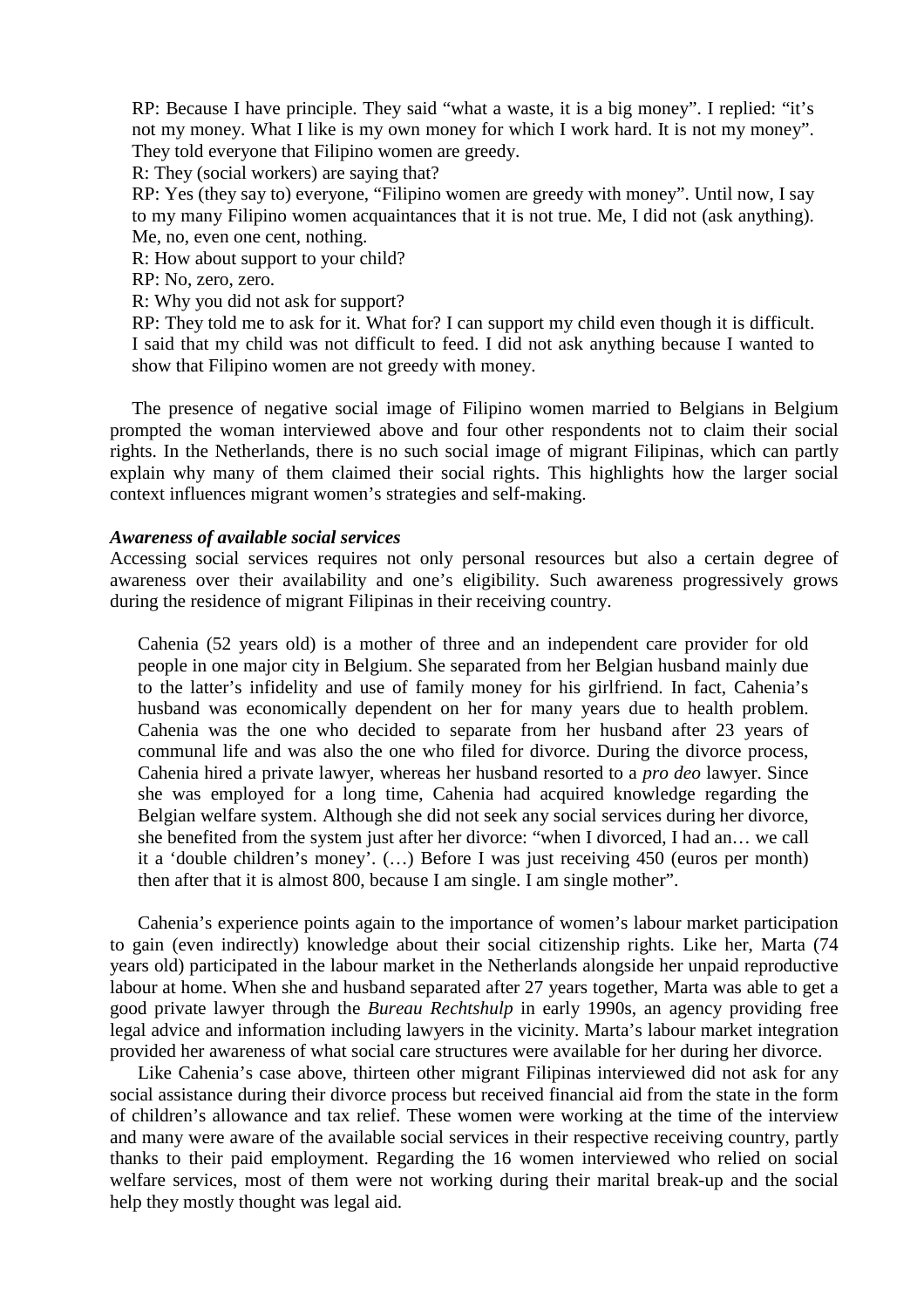RP: Because I have principle. They said "what a waste, it is a big money". I replied: "it's not my money. What I like is my own money for which I work hard. It is not my money". They told everyone that Filipino women are greedy.
R: They (social workers) are saying that?
RP: Yes (they say to) everyone, "Filipino women are greedy with money". Until now, I say to my many Filipino women acquaintances that it is not true. Me, I did not (ask anything). Me, no, even one cent, nothing.
R: How about support to your child?
RP: No, zero, zero.
R: Why you did not ask for support?
RP: They told me to ask for it. What for? I can support my child even though it is difficult. I said that my child was not difficult to feed. I did not ask anything because I wanted to show that Filipino women are not greedy with money.

The presence of negative social image of Filipino women married to Belgians in Belgium prompted the woman interviewed above and four other respondents not to claim their social rights. In the Netherlands, there is no such social image of migrant Filipinas, which can partly explain why many of them claimed their social rights. This highlights how the larger social context influences migrant women's strategies and self-making.

***Awareness of available social services***

Accessing social services requires not only personal resources but also a certain degree of awareness over their availability and one's eligibility. Such awareness progressively grows during the residence of migrant Filipinas in their receiving country.

> Cahenia (52 years old) is a mother of three and an independent care provider for old people in one major city in Belgium. She separated from her Belgian husband mainly due to the latter's infidelity and use of family money for his girlfriend. In fact, Cahenia's husband was economically dependent on her for many years due to health problem. Cahenia was the one who decided to separate from her husband after 23 years of communal life and was also the one who filed for divorce. During the divorce process, Cahenia hired a private lawyer, whereas her husband resorted to a *pro deo* lawyer. Since she was employed for a long time, Cahenia had acquired knowledge regarding the Belgian welfare system. Although she did not seek any social services during her divorce, she benefited from the system just after her divorce: "when I divorced, I had an… we call it a 'double children's money'. (…) Before I was just receiving 450 (euros per month) then after that it is almost 800, because I am single. I am single mother".

Cahenia's experience points again to the importance of women's labour market participation to gain (even indirectly) knowledge about their social citizenship rights. Like her, Marta (74 years old) participated in the labour market in the Netherlands alongside her unpaid reproductive labour at home. When she and husband separated after 27 years together, Marta was able to get a good private lawyer through the *Bureau Rechtshulp* in early 1990s, an agency providing free legal advice and information including lawyers in the vicinity. Marta's labour market integration provided her awareness of what social care structures were available for her during her divorce.

Like Cahenia's case above, thirteen other migrant Filipinas interviewed did not ask for any social assistance during their divorce process but received financial aid from the state in the form of children's allowance and tax relief. These women were working at the time of the interview and many were aware of the available social services in their respective receiving country, partly thanks to their paid employment. Regarding the 16 women interviewed who relied on social welfare services, most of them were not working during their marital break-up and the social help they mostly thought was legal aid.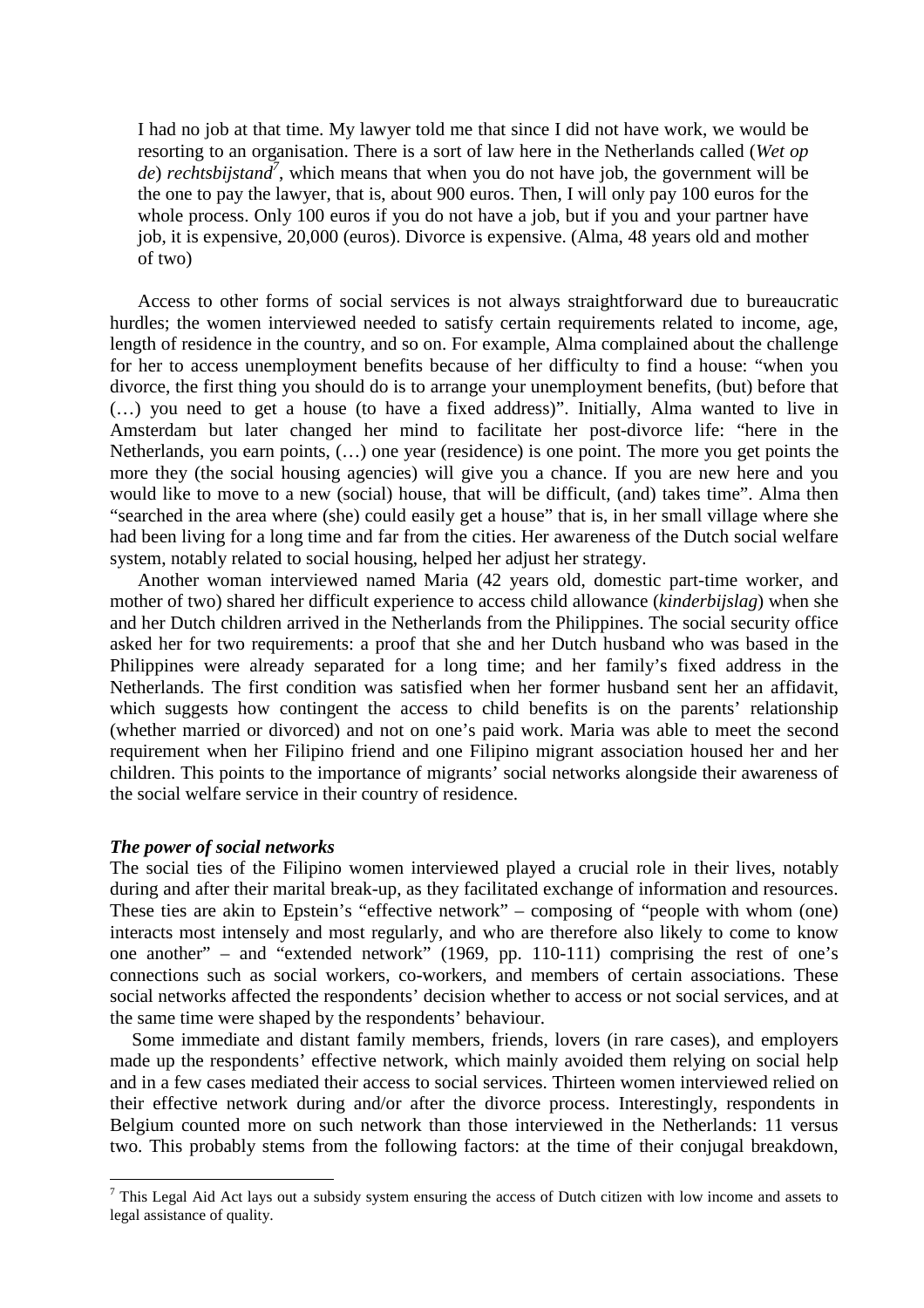> I had no job at that time. My lawyer told me that since I did not have work, we would be resorting to an organisation. There is a sort of law here in the Netherlands called (*Wet op de*) *rechtsbijstand*[7], which means that when you do not have job, the government will be the one to pay the lawyer, that is, about 900 euros. Then, I will only pay 100 euros for the whole process. Only 100 euros if you do not have a job, but if you and your partner have job, it is expensive, 20,000 (euros). Divorce is expensive. (Alma, 48 years old and mother of two)

Access to other forms of social services is not always straightforward due to bureaucratic hurdles; the women interviewed needed to satisfy certain requirements related to income, age, length of residence in the country, and so on. For example, Alma complained about the challenge for her to access unemployment benefits because of her difficulty to find a house: "when you divorce, the first thing you should do is to arrange your unemployment benefits, (but) before that (…) you need to get a house (to have a fixed address)". Initially, Alma wanted to live in Amsterdam but later changed her mind to facilitate her post-divorce life: "here in the Netherlands, you earn points, (…) one year (residence) is one point. The more you get points the more they (the social housing agencies) will give you a chance. If you are new here and you would like to move to a new (social) house, that will be difficult, (and) takes time". Alma then "searched in the area where (she) could easily get a house" that is, in her small village where she had been living for a long time and far from the cities. Her awareness of the Dutch social welfare system, notably related to social housing, helped her adjust her strategy.

Another woman interviewed named Maria (42 years old, domestic part-time worker, and mother of two) shared her difficult experience to access child allowance (*kinderbijslag*) when she and her Dutch children arrived in the Netherlands from the Philippines. The social security office asked her for two requirements: a proof that she and her Dutch husband who was based in the Philippines were already separated for a long time; and her family's fixed address in the Netherlands. The first condition was satisfied when her former husband sent her an affidavit, which suggests how contingent the access to child benefits is on the parents' relationship (whether married or divorced) and not on one's paid work. Maria was able to meet the second requirement when her Filipino friend and one Filipino migrant association housed her and her children. This points to the importance of migrants' social networks alongside their awareness of the social welfare service in their country of residence.

***The power of social networks***

The social ties of the Filipino women interviewed played a crucial role in their lives, notably during and after their marital break-up, as they facilitated exchange of information and resources. These ties are akin to Epstein's "effective network" – composing of "people with whom (one) interacts most intensely and most regularly, and who are therefore also likely to come to know one another" – and "extended network" (1969, pp. 110-111) comprising the rest of one's connections such as social workers, co-workers, and members of certain associations. These social networks affected the respondents' decision whether to access or not social services, and at the same time were shaped by the respondents' behaviour.

Some immediate and distant family members, friends, lovers (in rare cases), and employers made up the respondents' effective network, which mainly avoided them relying on social help and in a few cases mediated their access to social services. Thirteen women interviewed relied on their effective network during and/or after the divorce process. Interestingly, respondents in Belgium counted more on such network than those interviewed in the Netherlands: 11 versus two. This probably stems from the following factors: at the time of their conjugal breakdown,

[7] This Legal Aid Act lays out a subsidy system ensuring the access of Dutch citizen with low income and assets to legal assistance of quality.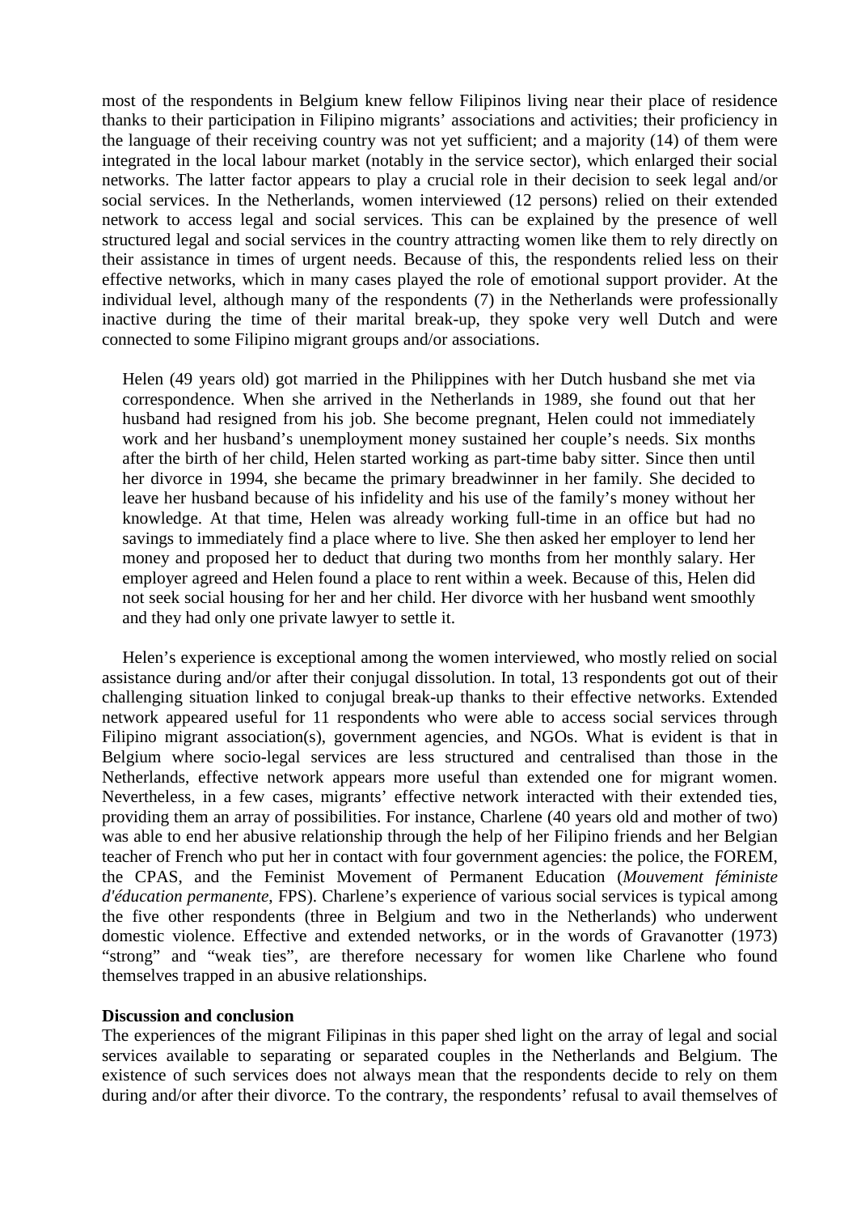most of the respondents in Belgium knew fellow Filipinos living near their place of residence thanks to their participation in Filipino migrants' associations and activities; their proficiency in the language of their receiving country was not yet sufficient; and a majority (14) of them were integrated in the local labour market (notably in the service sector), which enlarged their social networks. The latter factor appears to play a crucial role in their decision to seek legal and/or social services. In the Netherlands, women interviewed (12 persons) relied on their extended network to access legal and social services. This can be explained by the presence of well structured legal and social services in the country attracting women like them to rely directly on their assistance in times of urgent needs. Because of this, the respondents relied less on their effective networks, which in many cases played the role of emotional support provider. At the individual level, although many of the respondents (7) in the Netherlands were professionally inactive during the time of their marital break-up, they spoke very well Dutch and were connected to some Filipino migrant groups and/or associations.

> Helen (49 years old) got married in the Philippines with her Dutch husband she met via correspondence. When she arrived in the Netherlands in 1989, she found out that her husband had resigned from his job. She become pregnant, Helen could not immediately work and her husband's unemployment money sustained her couple's needs. Six months after the birth of her child, Helen started working as part-time baby sitter. Since then until her divorce in 1994, she became the primary breadwinner in her family. She decided to leave her husband because of his infidelity and his use of the family's money without her knowledge. At that time, Helen was already working full-time in an office but had no savings to immediately find a place where to live. She then asked her employer to lend her money and proposed her to deduct that during two months from her monthly salary. Her employer agreed and Helen found a place to rent within a week. Because of this, Helen did not seek social housing for her and her child. Her divorce with her husband went smoothly and they had only one private lawyer to settle it.

Helen's experience is exceptional among the women interviewed, who mostly relied on social assistance during and/or after their conjugal dissolution. In total, 13 respondents got out of their challenging situation linked to conjugal break-up thanks to their effective networks. Extended network appeared useful for 11 respondents who were able to access social services through Filipino migrant association(s), government agencies, and NGOs. What is evident is that in Belgium where socio-legal services are less structured and centralised than those in the Netherlands, effective network appears more useful than extended one for migrant women. Nevertheless, in a few cases, migrants' effective network interacted with their extended ties, providing them an array of possibilities. For instance, Charlene (40 years old and mother of two) was able to end her abusive relationship through the help of her Filipino friends and her Belgian teacher of French who put her in contact with four government agencies: the police, the FOREM, the CPAS, and the Feminist Movement of Permanent Education (*Mouvement féministe d'éducation permanente*, FPS). Charlene's experience of various social services is typical among the five other respondents (three in Belgium and two in the Netherlands) who underwent domestic violence. Effective and extended networks, or in the words of Gravanotter (1973) "strong" and "weak ties", are therefore necessary for women like Charlene who found themselves trapped in an abusive relationships.

**Discussion and conclusion**

The experiences of the migrant Filipinas in this paper shed light on the array of legal and social services available to separating or separated couples in the Netherlands and Belgium. The existence of such services does not always mean that the respondents decide to rely on them during and/or after their divorce. To the contrary, the respondents' refusal to avail themselves of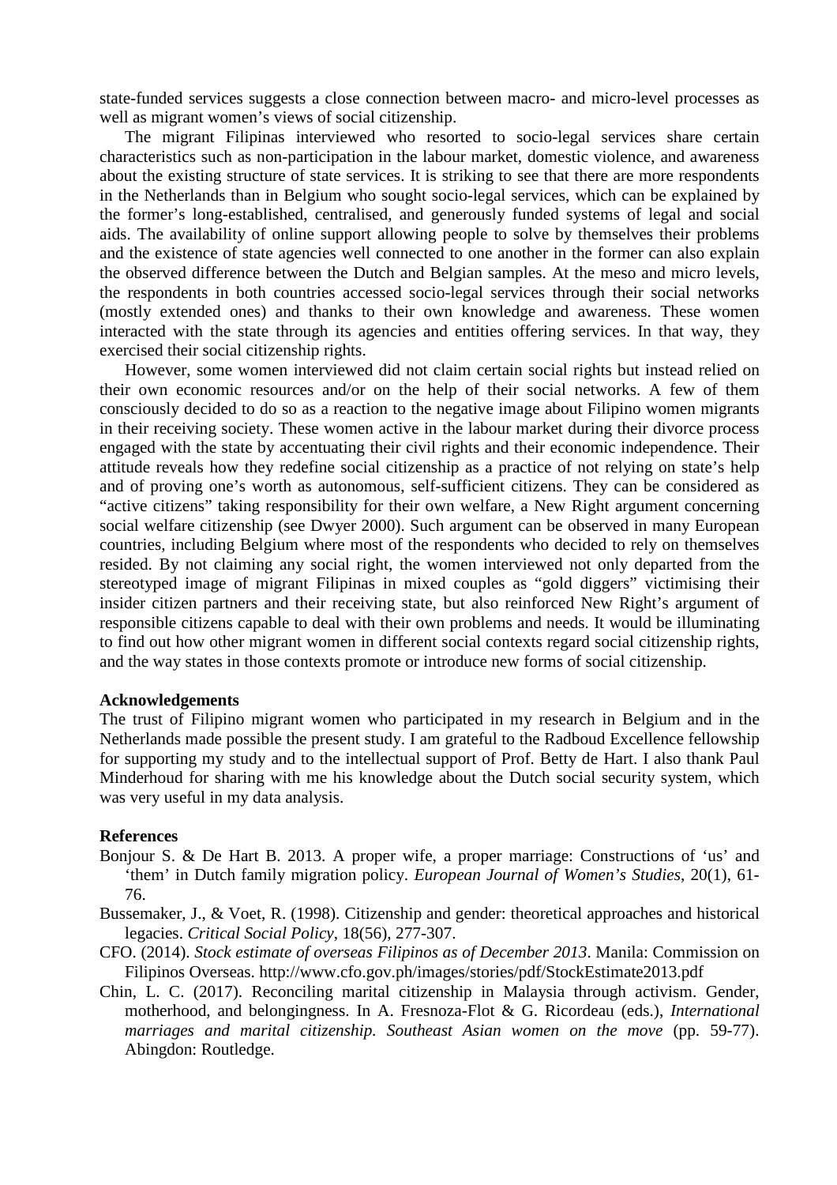state-funded services suggests a close connection between macro- and micro-level processes as well as migrant women's views of social citizenship.

The migrant Filipinas interviewed who resorted to socio-legal services share certain characteristics such as non-participation in the labour market, domestic violence, and awareness about the existing structure of state services. It is striking to see that there are more respondents in the Netherlands than in Belgium who sought socio-legal services, which can be explained by the former's long-established, centralised, and generously funded systems of legal and social aids. The availability of online support allowing people to solve by themselves their problems and the existence of state agencies well connected to one another in the former can also explain the observed difference between the Dutch and Belgian samples. At the meso and micro levels, the respondents in both countries accessed socio-legal services through their social networks (mostly extended ones) and thanks to their own knowledge and awareness. These women interacted with the state through its agencies and entities offering services. In that way, they exercised their social citizenship rights.

However, some women interviewed did not claim certain social rights but instead relied on their own economic resources and/or on the help of their social networks. A few of them consciously decided to do so as a reaction to the negative image about Filipino women migrants in their receiving society. These women active in the labour market during their divorce process engaged with the state by accentuating their civil rights and their economic independence. Their attitude reveals how they redefine social citizenship as a practice of not relying on state's help and of proving one's worth as autonomous, self-sufficient citizens. They can be considered as "active citizens" taking responsibility for their own welfare, a New Right argument concerning social welfare citizenship (see Dwyer 2000). Such argument can be observed in many European countries, including Belgium where most of the respondents who decided to rely on themselves resided. By not claiming any social right, the women interviewed not only departed from the stereotyped image of migrant Filipinas in mixed couples as "gold diggers" victimising their insider citizen partners and their receiving state, but also reinforced New Right's argument of responsible citizens capable to deal with their own problems and needs. It would be illuminating to find out how other migrant women in different social contexts regard social citizenship rights, and the way states in those contexts promote or introduce new forms of social citizenship.

**Acknowledgements**

The trust of Filipino migrant women who participated in my research in Belgium and in the Netherlands made possible the present study. I am grateful to the Radboud Excellence fellowship for supporting my study and to the intellectual support of Prof. Betty de Hart. I also thank Paul Minderhoud for sharing with me his knowledge about the Dutch social security system, which was very useful in my data analysis.

**References**

Bonjour S. & De Hart B. 2013. A proper wife, a proper marriage: Constructions of 'us' and 'them' in Dutch family migration policy. *European Journal of Women's Studies*, 20(1), 61-76.

Bussemaker, J., & Voet, R. (1998). Citizenship and gender: theoretical approaches and historical legacies. *Critical Social Policy*, 18(56), 277-307.

CFO. (2014). *Stock estimate of overseas Filipinos as of December 2013*. Manila: Commission on Filipinos Overseas. http://www.cfo.gov.ph/images/stories/pdf/StockEstimate2013.pdf

Chin, L. C. (2017). Reconciling marital citizenship in Malaysia through activism. Gender, motherhood, and belongingness. In A. Fresnoza-Flot & G. Ricordeau (eds.), *International marriages and marital citizenship. Southeast Asian women on the move* (pp. 59-77). Abingdon: Routledge.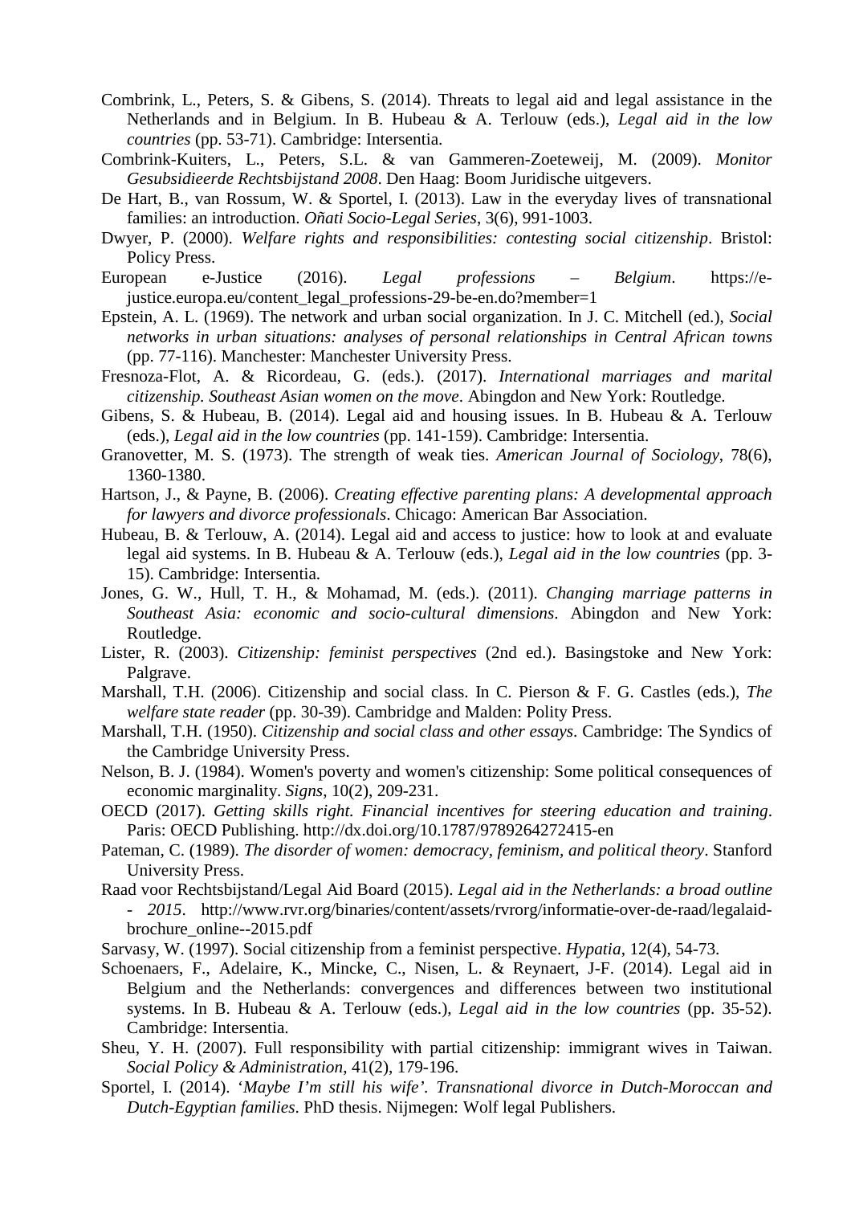Combrink, L., Peters, S. & Gibens, S. (2014). Threats to legal aid and legal assistance in the Netherlands and in Belgium. In B. Hubeau & A. Terlouw (eds.), *Legal aid in the low countries* (pp. 53-71). Cambridge: Intersentia.

Combrink-Kuiters, L., Peters, S.L. & van Gammeren-Zoeteweij, M. (2009). *Monitor Gesubsidieerde Rechtsbijstand 2008*. Den Haag: Boom Juridische uitgevers.

De Hart, B., van Rossum, W. & Sportel, I. (2013). Law in the everyday lives of transnational families: an introduction. *Oñati Socio-Legal Series*, 3(6), 991-1003.

Dwyer, P. (2000). *Welfare rights and responsibilities: contesting social citizenship*. Bristol: Policy Press.

European e-Justice (2016). *Legal professions – Belgium*. https://e-justice.europa.eu/content_legal_professions-29-be-en.do?member=1

Epstein, A. L. (1969). The network and urban social organization. In J. C. Mitchell (ed.), *Social networks in urban situations: analyses of personal relationships in Central African towns* (pp. 77-116). Manchester: Manchester University Press.

Fresnoza-Flot, A. & Ricordeau, G. (eds.). (2017). *International marriages and marital citizenship. Southeast Asian women on the move*. Abingdon and New York: Routledge.

Gibens, S. & Hubeau, B. (2014). Legal aid and housing issues. In B. Hubeau & A. Terlouw (eds.), *Legal aid in the low countries* (pp. 141-159). Cambridge: Intersentia.

Granovetter, M. S. (1973). The strength of weak ties. *American Journal of Sociology*, 78(6), 1360-1380.

Hartson, J., & Payne, B. (2006). *Creating effective parenting plans: A developmental approach for lawyers and divorce professionals*. Chicago: American Bar Association.

Hubeau, B. & Terlouw, A. (2014). Legal aid and access to justice: how to look at and evaluate legal aid systems. In B. Hubeau & A. Terlouw (eds.), *Legal aid in the low countries* (pp. 3-15). Cambridge: Intersentia.

Jones, G. W., Hull, T. H., & Mohamad, M. (eds.). (2011). *Changing marriage patterns in Southeast Asia: economic and socio-cultural dimensions*. Abingdon and New York: Routledge.

Lister, R. (2003). *Citizenship: feminist perspectives* (2nd ed.). Basingstoke and New York: Palgrave.

Marshall, T.H. (2006). Citizenship and social class. In C. Pierson & F. G. Castles (eds.), *The welfare state reader* (pp. 30-39). Cambridge and Malden: Polity Press.

Marshall, T.H. (1950). *Citizenship and social class and other essays*. Cambridge: The Syndics of the Cambridge University Press.

Nelson, B. J. (1984). Women's poverty and women's citizenship: Some political consequences of economic marginality. *Signs*, 10(2), 209-231.

OECD (2017). *Getting skills right. Financial incentives for steering education and training*. Paris: OECD Publishing. http://dx.doi.org/10.1787/9789264272415-en

Pateman, C. (1989). *The disorder of women: democracy, feminism, and political theory*. Stanford University Press.

Raad voor Rechtsbijstand/Legal Aid Board (2015). *Legal aid in the Netherlands: a broad outline - 2015*. http://www.rvr.org/binaries/content/assets/rvrorg/informatie-over-de-raad/legalaid-brochure_online--2015.pdf

Sarvasy, W. (1997). Social citizenship from a feminist perspective. *Hypatia*, 12(4), 54-73.

Schoenaers, F., Adelaire, K., Mincke, C., Nisen, L. & Reynaert, J-F. (2014). Legal aid in Belgium and the Netherlands: convergences and differences between two institutional systems. In B. Hubeau & A. Terlouw (eds.), *Legal aid in the low countries* (pp. 35-52). Cambridge: Intersentia.

Sheu, Y. H. (2007). Full responsibility with partial citizenship: immigrant wives in Taiwan. *Social Policy & Administration*, 41(2), 179-196.

Sportel, I. (2014). '*Maybe I'm still his wife'. Transnational divorce in Dutch-Moroccan and Dutch-Egyptian families*. PhD thesis. Nijmegen: Wolf legal Publishers.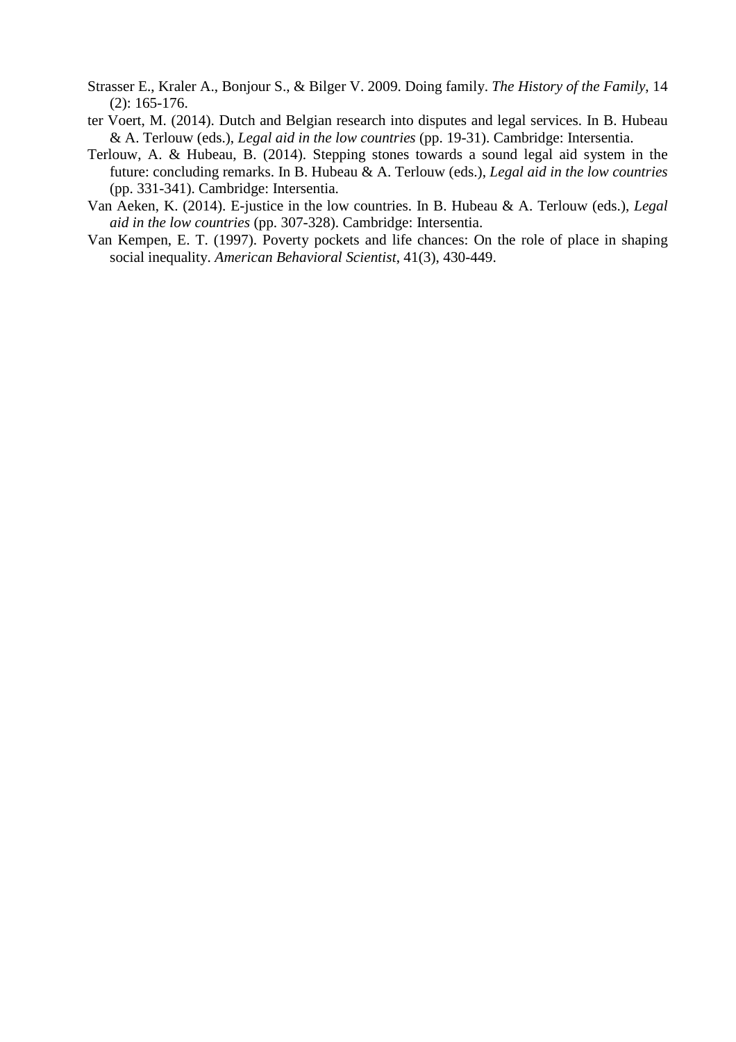Strasser E., Kraler A., Bonjour S., & Bilger V. 2009. Doing family. *The History of the Family*, 14 (2): 165-176.

ter Voert, M. (2014). Dutch and Belgian research into disputes and legal services. In B. Hubeau & A. Terlouw (eds.), *Legal aid in the low countries* (pp. 19-31). Cambridge: Intersentia.

Terlouw, A. & Hubeau, B. (2014). Stepping stones towards a sound legal aid system in the future: concluding remarks. In B. Hubeau & A. Terlouw (eds.), *Legal aid in the low countries* (pp. 331-341). Cambridge: Intersentia.

Van Aeken, K. (2014). E-justice in the low countries. In B. Hubeau & A. Terlouw (eds.), *Legal aid in the low countries* (pp. 307-328). Cambridge: Intersentia.

Van Kempen, E. T. (1997). Poverty pockets and life chances: On the role of place in shaping social inequality. *American Behavioral Scientist*, 41(3), 430-449.